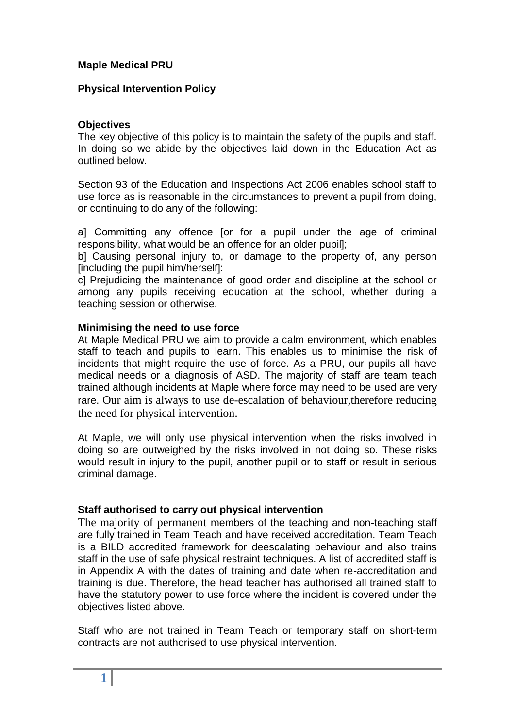**Maple Medical PRU**

**Physical Intervention Policy**

**Objectives**

The key objective of this policy is to maintain the safety of the pupils and staff. In doing so we abide by the objectives laid down in the Education Act as outlined below.

Section 93 of the Education and Inspections Act 2006 enables school staff to use force as is reasonable in the circumstances to prevent a pupil from doing, or continuing to do any of the following:

a] Committing any offence [or for a pupil under the age of criminal responsibility, what would be an offence for an older pupil];
b] Causing personal injury to, or damage to the property of, any person [including the pupil him/herself]:
c] Prejudicing the maintenance of good order and discipline at the school or among any pupils receiving education at the school, whether during a teaching session or otherwise.

**Minimising the need to use force**

At Maple Medical PRU we aim to provide a calm environment, which enables staff to teach and pupils to learn. This enables us to minimise the risk of incidents that might require the use of force. As a PRU, our pupils all have medical needs or a diagnosis of ASD. The majority of staff are team teach trained although incidents at Maple where force may need to be used are very rare. Our aim is always to use de-escalation of behaviour,therefore reducing the need for physical intervention.

At Maple, we will only use physical intervention when the risks involved in doing so are outweighed by the risks involved in not doing so. These risks would result in injury to the pupil, another pupil or to staff or result in serious criminal damage.

**Staff authorised to carry out physical intervention**

The majority of permanent members of the teaching and non-teaching staff are fully trained in Team Teach and have received accreditation. Team Teach is a BILD accredited framework for deescalating behaviour and also trains staff in the use of safe physical restraint techniques. A list of accredited staff is in Appendix A with the dates of training and date when re-accreditation and training is due. Therefore, the head teacher has authorised all trained staff to have the statutory power to use force where the incident is covered under the objectives listed above.

Staff who are not trained in Team Teach or temporary staff on short-term contracts are not authorised to use physical intervention.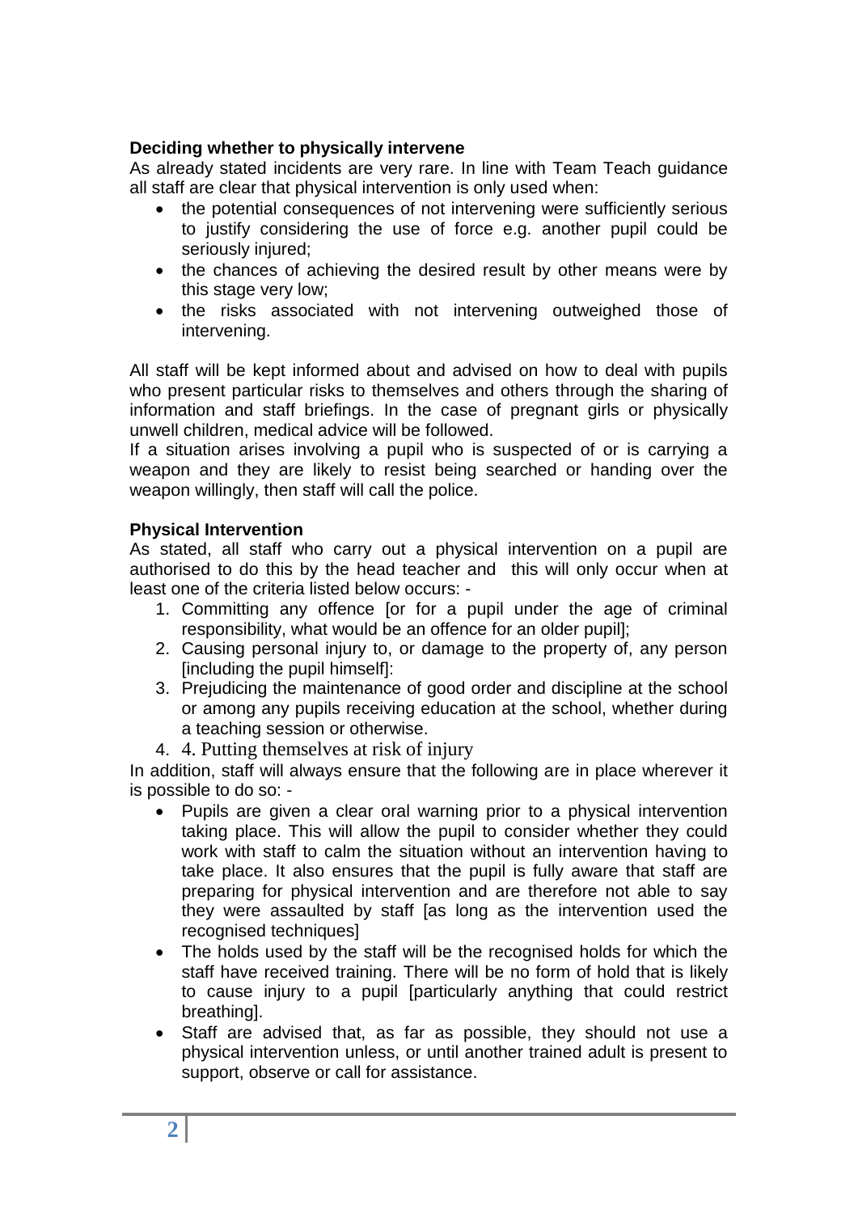**Deciding whether to physically intervene**

As already stated incidents are very rare. In line with Team Teach guidance all staff are clear that physical intervention is only used when:

- the potential consequences of not intervening were sufficiently serious to justify considering the use of force e.g. another pupil could be seriously injured;
- the chances of achieving the desired result by other means were by this stage very low;
- the risks associated with not intervening outweighed those of intervening.

All staff will be kept informed about and advised on how to deal with pupils who present particular risks to themselves and others through the sharing of information and staff briefings. In the case of pregnant girls or physically unwell children, medical advice will be followed.

If a situation arises involving a pupil who is suspected of or is carrying a weapon and they are likely to resist being searched or handing over the weapon willingly, then staff will call the police.

**Physical Intervention**

As stated, all staff who carry out a physical intervention on a pupil are authorised to do this by the head teacher and this will only occur when at least one of the criteria listed below occurs: -

1. Committing any offence [or for a pupil under the age of criminal responsibility, what would be an offence for an older pupil];
2. Causing personal injury to, or damage to the property of, any person [including the pupil himself]:
3. Prejudicing the maintenance of good order and discipline at the school or among any pupils receiving education at the school, whether during a teaching session or otherwise.
4. 4. Putting themselves at risk of injury

In addition, staff will always ensure that the following are in place wherever it is possible to do so: -

- Pupils are given a clear oral warning prior to a physical intervention taking place. This will allow the pupil to consider whether they could work with staff to calm the situation without an intervention having to take place. It also ensures that the pupil is fully aware that staff are preparing for physical intervention and are therefore not able to say they were assaulted by staff [as long as the intervention used the recognised techniques]
- The holds used by the staff will be the recognised holds for which the staff have received training. There will be no form of hold that is likely to cause injury to a pupil [particularly anything that could restrict breathing].
- Staff are advised that, as far as possible, they should not use a physical intervention unless, or until another trained adult is present to support, observe or call for assistance.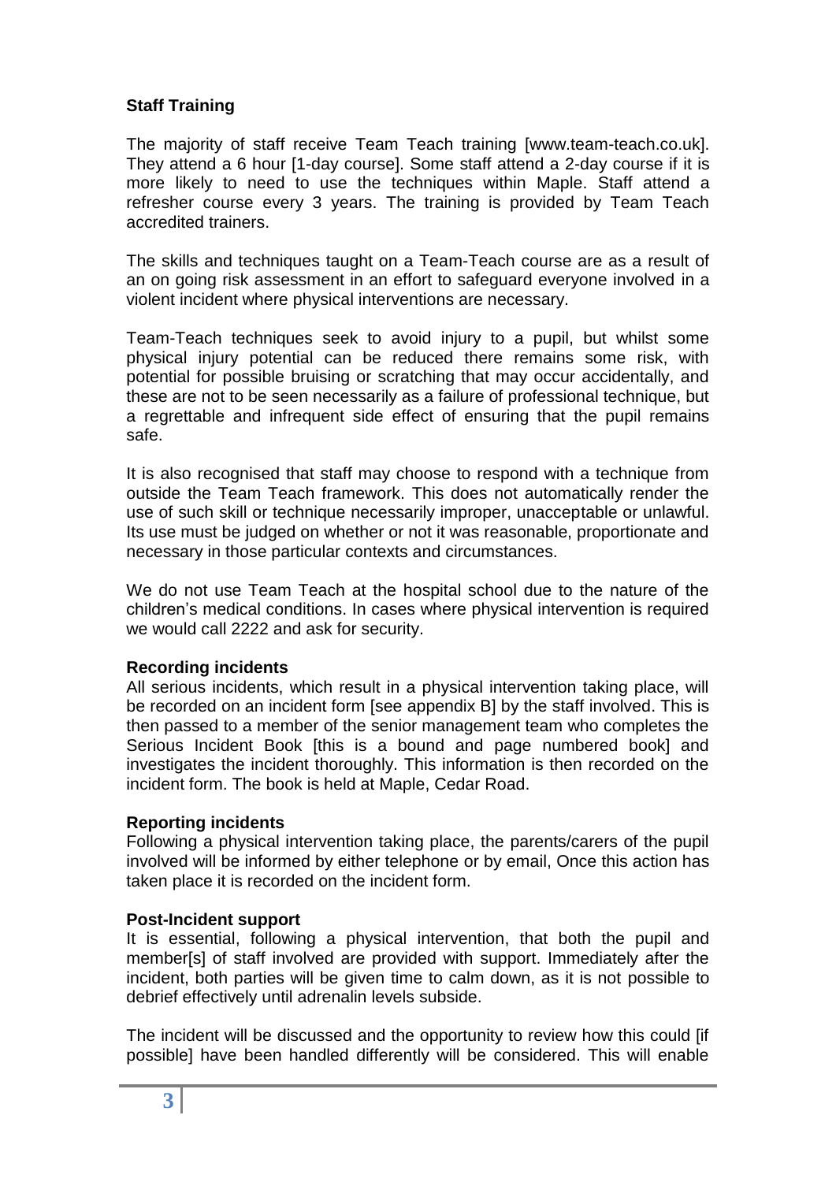**Staff Training**

The majority of staff receive Team Teach training [www.team-teach.co.uk]. They attend a 6 hour [1-day course]. Some staff attend a 2-day course if it is more likely to need to use the techniques within Maple. Staff attend a refresher course every 3 years. The training is provided by Team Teach accredited trainers.

The skills and techniques taught on a Team-Teach course are as a result of an on going risk assessment in an effort to safeguard everyone involved in a violent incident where physical interventions are necessary.

Team-Teach techniques seek to avoid injury to a pupil, but whilst some physical injury potential can be reduced there remains some risk, with potential for possible bruising or scratching that may occur accidentally, and these are not to be seen necessarily as a failure of professional technique, but a regrettable and infrequent side effect of ensuring that the pupil remains safe.

It is also recognised that staff may choose to respond with a technique from outside the Team Teach framework. This does not automatically render the use of such skill or technique necessarily improper, unacceptable or unlawful. Its use must be judged on whether or not it was reasonable, proportionate and necessary in those particular contexts and circumstances.

We do not use Team Teach at the hospital school due to the nature of the children's medical conditions. In cases where physical intervention is required we would call 2222 and ask for security.

**Recording incidents**

All serious incidents, which result in a physical intervention taking place, will be recorded on an incident form [see appendix B] by the staff involved. This is then passed to a member of the senior management team who completes the Serious Incident Book [this is a bound and page numbered book] and investigates the incident thoroughly. This information is then recorded on the incident form. The book is held at Maple, Cedar Road.

**Reporting incidents**

Following a physical intervention taking place, the parents/carers of the pupil involved will be informed by either telephone or by email, Once this action has taken place it is recorded on the incident form.

**Post-Incident support**

It is essential, following a physical intervention, that both the pupil and member[s] of staff involved are provided with support. Immediately after the incident, both parties will be given time to calm down, as it is not possible to debrief effectively until adrenalin levels subside.

The incident will be discussed and the opportunity to review how this could [if possible] have been handled differently will be considered. This will enable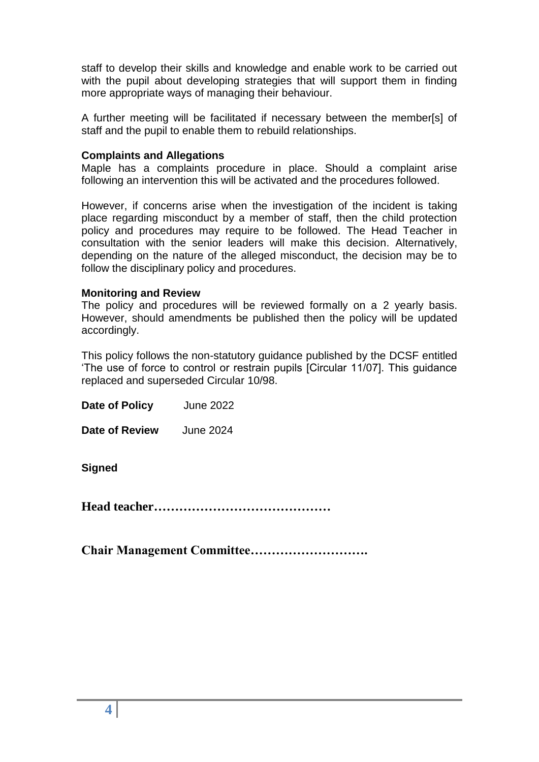staff to develop their skills and knowledge and enable work to be carried out with the pupil about developing strategies that will support them in finding more appropriate ways of managing their behaviour.

A further meeting will be facilitated if necessary between the member[s] of staff and the pupil to enable them to rebuild relationships.

**Complaints and Allegations**

Maple has a complaints procedure in place. Should a complaint arise following an intervention this will be activated and the procedures followed.

However, if concerns arise when the investigation of the incident is taking place regarding misconduct by a member of staff, then the child protection policy and procedures may require to be followed. The Head Teacher in consultation with the senior leaders will make this decision. Alternatively, depending on the nature of the alleged misconduct, the decision may be to follow the disciplinary policy and procedures.

**Monitoring and Review**

The policy and procedures will be reviewed formally on a 2 yearly basis. However, should amendments be published then the policy will be updated accordingly.

This policy follows the non-statutory guidance published by the DCSF entitled 'The use of force to control or restrain pupils [Circular 11/07]. This guidance replaced and superseded Circular 10/98.

**Date of Policy** June 2022

**Date of Review** June 2024

**Signed**

**Head teacher……………………………………**

**Chair Management Committee……………………….**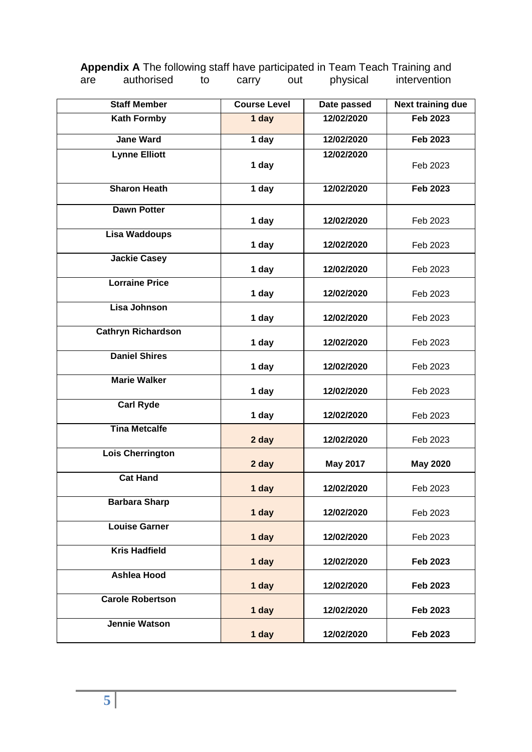**Appendix A** The following staff have participated in Team Teach Training and are authorised to carry out physical intervention

| Staff Member | Course Level | Date passed | Next training due |
|---|---|---|---|
| **Kath Formby** | **1 day** | **12/02/2020** | **Feb 2023** |
| **Jane Ward** | **1 day** | **12/02/2020** | **Feb 2023** |
| **Lynne Elliott** | **1 day** | **12/02/2020** | Feb 2023 |
| **Sharon Heath** | **1 day** | **12/02/2020** | **Feb 2023** |
| **Dawn Potter** | **1 day** | **12/02/2020** | Feb 2023 |
| **Lisa Waddoups** | **1 day** | **12/02/2020** | Feb 2023 |
| **Jackie Casey** | **1 day** | **12/02/2020** | Feb 2023 |
| **Lorraine Price** | **1 day** | **12/02/2020** | Feb 2023 |
| **Lisa Johnson** | **1 day** | **12/02/2020** | Feb 2023 |
| **Cathryn Richardson** | **1 day** | **12/02/2020** | Feb 2023 |
| **Daniel Shires** | **1 day** | **12/02/2020** | Feb 2023 |
| **Marie Walker** | **1 day** | **12/02/2020** | Feb 2023 |
| **Carl Ryde** | **1 day** | **12/02/2020** | Feb 2023 |
| **Tina Metcalfe** | **2 day** | **12/02/2020** | Feb 2023 |
| **Lois Cherrington** | **2 day** | **May 2017** | **May 2020** |
| **Cat Hand** | **1 day** | **12/02/2020** | Feb 2023 |
| **Barbara Sharp** | **1 day** | **12/02/2020** | Feb 2023 |
| **Louise Garner** | **1 day** | **12/02/2020** | Feb 2023 |
| **Kris Hadfield** | **1 day** | **12/02/2020** | **Feb 2023** |
| **Ashlea Hood** | **1 day** | **12/02/2020** | **Feb 2023** |
| **Carole Robertson** | **1 day** | **12/02/2020** | **Feb 2023** |
| **Jennie Watson** | **1 day** | **12/02/2020** | **Feb 2023** |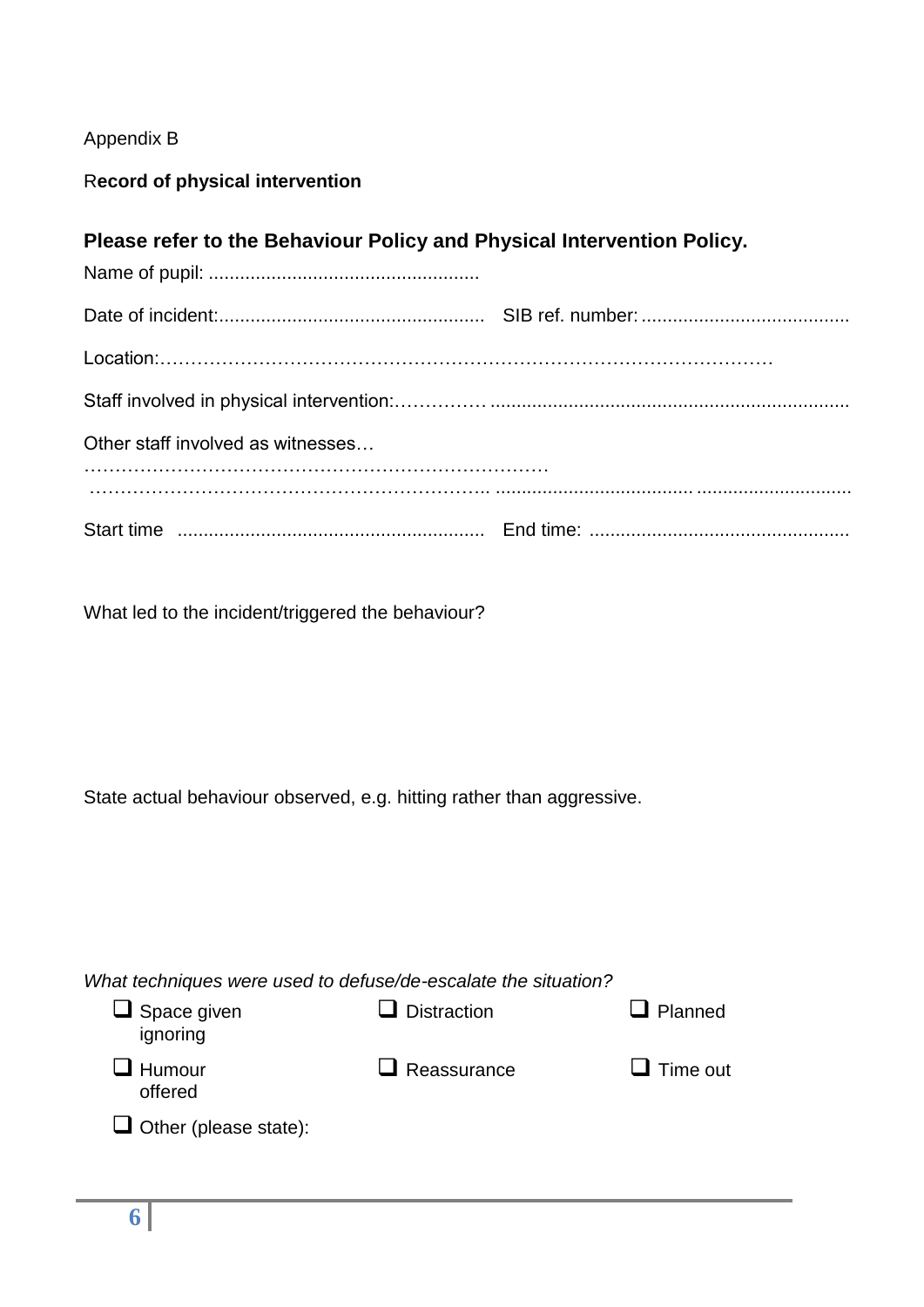Appendix B

R**ecord of physical intervention**

**Please refer to the Behaviour Policy and Physical Intervention Policy.**

Name of pupil: ....................................................

Date of incident:................................................... SIB ref. number: ........................................

Location:…………………………………………………………………………………………

Staff involved in physical intervention:…………… ....................................................................

Other staff involved as witnesses…
…………………………………………………………………
……………………………………………………….. .................................. .............................

Start time ........................................................... End time: ..................................................

What led to the incident/triggered the behaviour?

State actual behaviour observed, e.g. hitting rather than aggressive.

*What techniques were used to defuse/de-escalate the situation?*

- ❑ Space given ignoring
- ❑ Distraction
- ❑ Planned
- ❑ Humour offered
- ❑ Reassurance
- ❑ Time out
- ❑ Other (please state):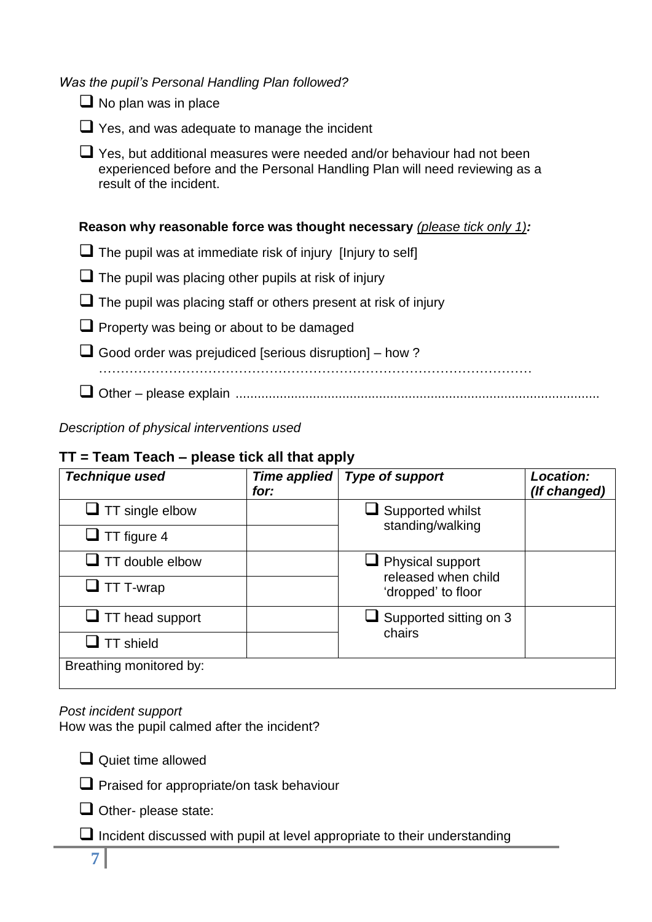*Was the pupil's Personal Handling Plan followed?*

- ❑ No plan was in place
- ❑ Yes, and was adequate to manage the incident
- ❑ Yes, but additional measures were needed and/or behaviour had not been experienced before and the Personal Handling Plan will need reviewing as a result of the incident.

**Reason why reasonable force was thought necessary** *(please tick only 1)***:**

- ❑ The pupil was at immediate risk of injury [Injury to self]
- ❑ The pupil was placing other pupils at risk of injury
- ❑ The pupil was placing staff or others present at risk of injury
- ❑ Property was being or about to be damaged
- ❑ Good order was prejudiced [serious disruption] – how ? ……………………………………………………………………………………
- ❑ Other – please explain ..................................................................................................

*Description of physical interventions used*

**TT = Team Teach – please tick all that apply**

| ***Technique used*** | ***Time applied for:*** | ***Type of support*** | ***Location: (If changed)*** |
|---|---|---|---|
| ❑ TT single elbow | | ❑ Supported whilst standing/walking | |
| ❑ TT figure 4 | | | |
| ❑ TT double elbow | | ❑ Physical support released when child 'dropped' to floor | |
| ❑ TT T-wrap | | | |
| ❑ TT head support | | ❑ Supported sitting on 3 chairs | |
| ❑ TT shield | | | |
| Breathing monitored by: | | | |

*Post incident support*

How was the pupil calmed after the incident?

- ❑ Quiet time allowed
- ❑ Praised for appropriate/on task behaviour
- ❑ Other- please state:
- ❑ Incident discussed with pupil at level appropriate to their understanding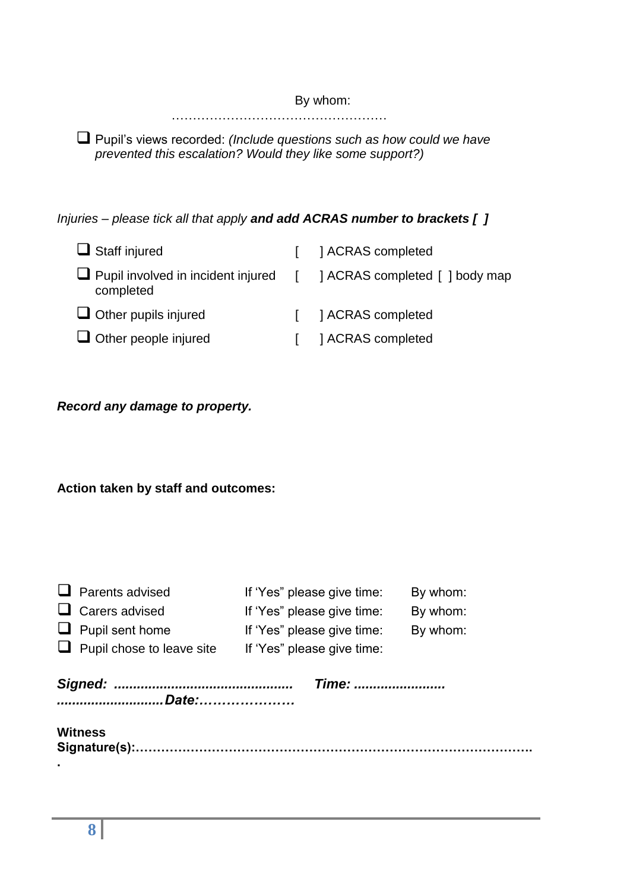By whom: ……………………………………………

- ☐ Pupil's views recorded: *(Include questions such as how could we have prevented this escalation? Would they like some support?)*

*Injuries – please tick all that apply* ***and add ACRAS number to brackets [ ]***

| | |
|---|---|
| ☐ Staff injured | [ ] ACRAS completed |
| ☐ Pupil involved in incident injured | [ ] ACRAS completed [ ] body map completed |
| ☐ Other pupils injured | [ ] ACRAS completed |
| ☐ Other people injured | [ ] ACRAS completed |

***Record any damage to property.***

**Action taken by staff and outcomes:**

| | | |
|---|---|---|
| ☐ Parents advised | If 'Yes" please give time: | By whom: |
| ☐ Carers advised | If 'Yes" please give time: | By whom: |
| ☐ Pupil sent home | If 'Yes" please give time: | By whom: |
| ☐ Pupil chose to leave site | If 'Yes" please give time: | |

***Signed: .............................................. Time: ........................ ............................Date:…………………***

**Witness Signature(s):…………………………………………………………………………….**
**.**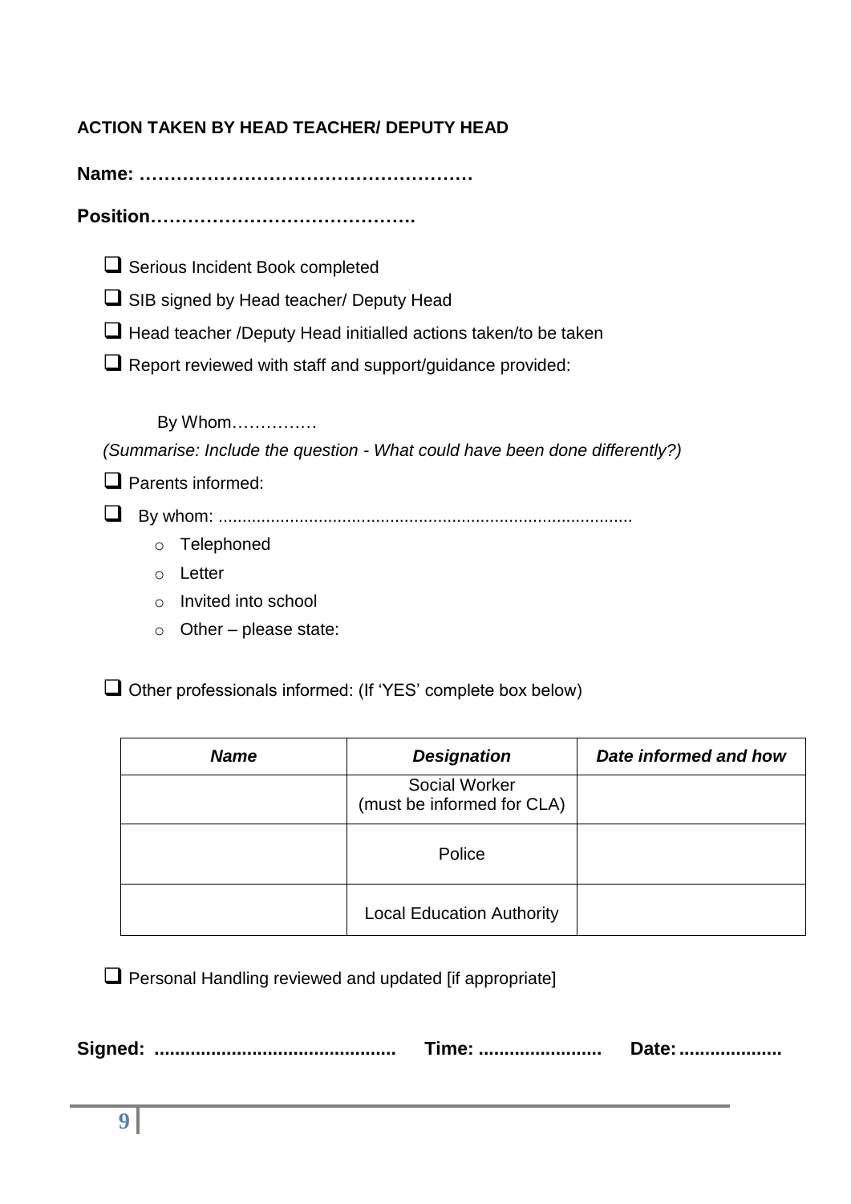**ACTION TAKEN BY HEAD TEACHER/ DEPUTY HEAD**

**Name: ………………………………………………**

**Position…………………………………….**

- ❑ Serious Incident Book completed
- ❑ SIB signed by Head teacher/ Deputy Head
- ❑ Head teacher /Deputy Head initialled actions taken/to be taken
- ❑ Report reviewed with staff and support/guidance provided:

By Whom……………

*(Summarise: Include the question - What could have been done differently?)*

- ❑ Parents informed:
- ❑ By whom: .....................................................................................
  - Telephoned
  - Letter
  - Invited into school
  - Other – please state:

❑ Other professionals informed: (If 'YES' complete box below)

| *Name* | *Designation* | *Date informed and how* |
|---|---|---|
| | Social Worker (must be informed for CLA) | |
| | Police | |
| | Local Education Authority | |

❑ Personal Handling reviewed and updated [if appropriate]

**Signed: ............................................. Time: ....................... Date: ....................**